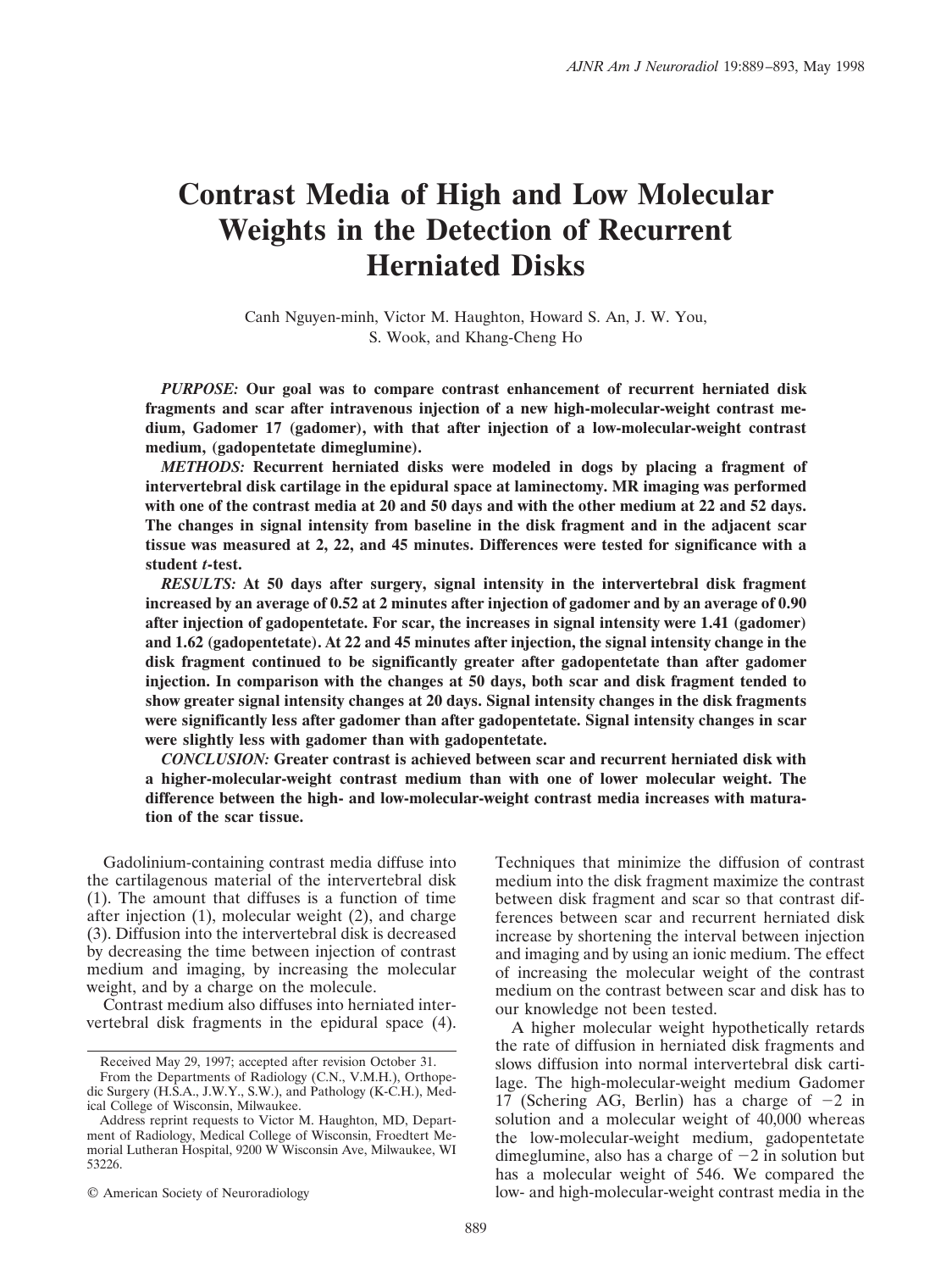# Contrast Media of High and Low Molecular Weights in the Detection of Recurrent Herniated Disks

Canh Nguyen-minh, Victor M. Haughton, Howard S. An, J. W. You, S. Wook, and Khang-Cheng Ho

***PURPOSE:*** **Our goal was to compare contrast enhancement of recurrent herniated disk fragments and scar after intravenous injection of a new high-molecular-weight contrast medium, Gadomer 17 (gadomer), with that after injection of a low-molecular-weight contrast medium, (gadopentetate dimeglumine).**

***METHODS:*** **Recurrent herniated disks were modeled in dogs by placing a fragment of intervertebral disk cartilage in the epidural space at laminectomy. MR imaging was performed with one of the contrast media at 20 and 50 days and with the other medium at 22 and 52 days. The changes in signal intensity from baseline in the disk fragment and in the adjacent scar tissue was measured at 2, 22, and 45 minutes. Differences were tested for significance with a student *t*-test.**

***RESULTS:*** **At 50 days after surgery, signal intensity in the intervertebral disk fragment increased by an average of 0.52 at 2 minutes after injection of gadomer and by an average of 0.90 after injection of gadopentetate. For scar, the increases in signal intensity were 1.41 (gadomer) and 1.62 (gadopentetate). At 22 and 45 minutes after injection, the signal intensity change in the disk fragment continued to be significantly greater after gadopentetate than after gadomer injection. In comparison with the changes at 50 days, both scar and disk fragment tended to show greater signal intensity changes at 20 days. Signal intensity changes in the disk fragments were significantly less after gadomer than after gadopentetate. Signal intensity changes in scar were slightly less with gadomer than with gadopentetate.**

***CONCLUSION:*** **Greater contrast is achieved between scar and recurrent herniated disk with a higher-molecular-weight contrast medium than with one of lower molecular weight. The difference between the high- and low-molecular-weight contrast media increases with maturation of the scar tissue.**

Gadolinium-containing contrast media diffuse into the cartilagenous material of the intervertebral disk (1). The amount that diffuses is a function of time after injection (1), molecular weight (2), and charge (3). Diffusion into the intervertebral disk is decreased by decreasing the time between injection of contrast medium and imaging, by increasing the molecular weight, and by a charge on the molecule.

Contrast medium also diffuses into herniated intervertebral disk fragments in the epidural space (4). Techniques that minimize the diffusion of contrast medium into the disk fragment maximize the contrast between disk fragment and scar so that contrast differences between scar and recurrent herniated disk increase by shortening the interval between injection and imaging and by using an ionic medium. The effect of increasing the molecular weight of the contrast medium on the contrast between scar and disk has to our knowledge not been tested.

A higher molecular weight hypothetically retards the rate of diffusion in herniated disk fragments and slows diffusion into normal intervertebral disk cartilage. The high-molecular-weight medium Gadomer 17 (Schering AG, Berlin) has a charge of −2 in solution and a molecular weight of 40,000 whereas the low-molecular-weight medium, gadopentetate dimeglumine, also has a charge of −2 in solution but has a molecular weight of 546. We compared the low- and high-molecular-weight contrast media in the

Received May 29, 1997; accepted after revision October 31.

From the Departments of Radiology (C.N., V.M.H.), Orthopedic Surgery (H.S.A., J.W.Y., S.W.), and Pathology (K-C.H.), Medical College of Wisconsin, Milwaukee.

Address reprint requests to Victor M. Haughton, MD, Department of Radiology, Medical College of Wisconsin, Froedtert Memorial Lutheran Hospital, 9200 W Wisconsin Ave, Milwaukee, WI 53226.

© American Society of Neuroradiology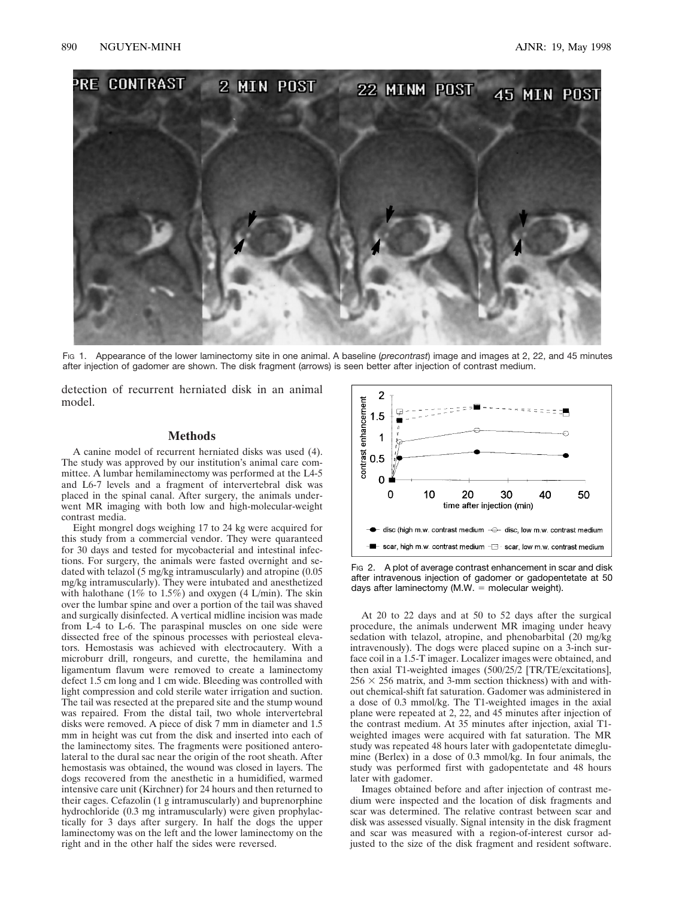Fig 1. Appearance of the lower laminectomy site in one animal. A baseline (*precontrast*) image and images at 2, 22, and 45 minutes after injection of gadomer are shown. The disk fragment (arrows) is seen better after injection of contrast medium.

detection of recurrent herniated disk in an animal model.

## Methods

A canine model of recurrent herniated disks was used (4). The study was approved by our institution's animal care committee. A lumbar hemilaminectomy was performed at the L4-5 and L6-7 levels and a fragment of intervertebral disk was placed in the spinal canal. After surgery, the animals underwent MR imaging with both low and high-molecular-weight contrast media.

Eight mongrel dogs weighing 17 to 24 kg were acquired for this study from a commercial vendor. They were quaranteed for 30 days and tested for mycobacterial and intestinal infections. For surgery, the animals were fasted overnight and sedated with telazol (5 mg/kg intramuscularly) and atropine (0.05 mg/kg intramuscularly). They were intubated and anesthetized with halothane (1% to 1.5%) and oxygen (4 L/min). The skin over the lumbar spine and over a portion of the tail was shaved and surgically disinfected. A vertical midline incision was made from L-4 to L-6. The paraspinal muscles on one side were dissected free of the spinous processes with periosteal elevators. Hemostasis was achieved with electrocautery. With a microburr drill, rongeurs, and curette, the hemilamina and ligamentum flavum were removed to create a laminectomy defect 1.5 cm long and 1 cm wide. Bleeding was controlled with light compression and cold sterile water irrigation and suction. The tail was resected at the prepared site and the stump wound was repaired. From the distal tail, two whole intervertebral disks were removed. A piece of disk 7 mm in diameter and 1.5 mm in height was cut from the disk and inserted into each of the laminectomy sites. The fragments were positioned anterolateral to the dural sac near the origin of the root sheath. After hemostasis was obtained, the wound was closed in layers. The dogs recovered from the anesthetic in a humidified, warmed intensive care unit (Kirchner) for 24 hours and then returned to their cages. Cefazolin (1 g intramuscularly) and buprenorphine hydrochloride (0.3 mg intramuscularly) were given prophylactically for 3 days after surgery. In half the dogs the upper laminectomy was on the left and the lower laminectomy on the right and in the other half the sides were reversed.

Fig 2. A plot of average contrast enhancement in scar and disk after intravenous injection of gadomer or gadopentetate at 50 days after laminectomy (M.W. = molecular weight).

At 20 to 22 days and at 50 to 52 days after the surgical procedure, the animals underwent MR imaging under heavy sedation with telazol, atropine, and phenobarbital (20 mg/kg intravenously). The dogs were placed supine on a 3-inch surface coil in a 1.5-T imager. Localizer images were obtained, and then axial T1-weighted images (500/25/2 [TR/TE/excitations], $256 \times 256$ matrix, and 3-mm section thickness) with and without chemical-shift fat saturation. Gadomer was administered in a dose of 0.3 mmol/kg. The T1-weighted images in the axial plane were repeated at 2, 22, and 45 minutes after injection of the contrast medium. At 35 minutes after injection, axial T1-weighted images were acquired with fat saturation. The MR study was repeated 48 hours later with gadopentetate dimeglumine (Berlex) in a dose of 0.3 mmol/kg. In four animals, the study was performed first with gadopentetate and 48 hours later with gadomer.

Images obtained before and after injection of contrast medium were inspected and the location of disk fragments and scar was determined. The relative contrast between scar and disk was assessed visually. Signal intensity in the disk fragment and scar was measured with a region-of-interest cursor adjusted to the size of the disk fragment and resident software.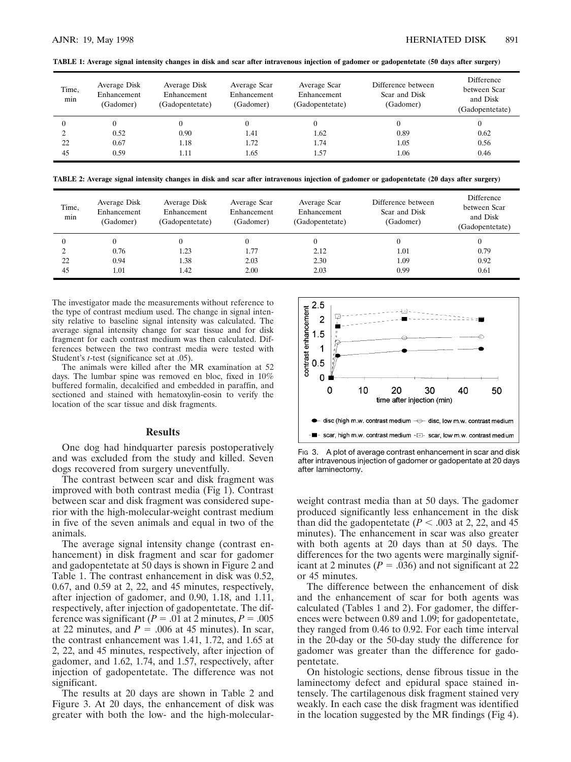**TABLE 1: Average signal intensity changes in disk and scar after intravenous injection of gadomer or gadopentetate (50 days after surgery)**

| Time, min | Average Disk Enhancement (Gadomer) | Average Disk Enhancement (Gadopentetate) | Average Scar Enhancement (Gadomer) | Average Scar Enhancement (Gadopentetate) | Difference between Scar and Disk (Gadomer) | Difference between Scar and Disk (Gadopentetate) |
|---|---|---|---|---|---|---|
| 0 | 0 | 0 | 0 | 0 | 0 | 0 |
| 2 | 0.52 | 0.90 | 1.41 | 1.62 | 0.89 | 0.62 |
| 22 | 0.67 | 1.18 | 1.72 | 1.74 | 1.05 | 0.56 |
| 45 | 0.59 | 1.11 | 1.65 | 1.57 | 1.06 | 0.46 |

**TABLE 2: Average signal intensity changes in disk and scar after intravenous injection of gadomer or gadopentetate (20 days after surgery)**

| Time, min | Average Disk Enhancement (Gadomer) | Average Disk Enhancement (Gadopentetate) | Average Scar Enhancement (Gadomer) | Average Scar Enhancement (Gadopentetate) | Difference between Scar and Disk (Gadomer) | Difference between Scar and Disk (Gadopentetate) |
|---|---|---|---|---|---|---|
| 0 | 0 | 0 | 0 | 0 | 0 | 0 |
| 2 | 0.76 | 1.23 | 1.77 | 2.12 | 1.01 | 0.79 |
| 22 | 0.94 | 1.38 | 2.03 | 2.30 | 1.09 | 0.92 |
| 45 | 1.01 | 1.42 | 2.00 | 2.03 | 0.99 | 0.61 |

The investigator made the measurements without reference to the type of contrast medium used. The change in signal intensity relative to baseline signal intensity was calculated. The average signal intensity change for scar tissue and for disk fragment for each contrast medium was then calculated. Differences between the two contrast media were tested with Student's $t$-test (significance set at .05).

The animals were killed after the MR examination at 52 days. The lumbar spine was removed en bloc, fixed in 10% buffered formalin, decalcified and embedded in paraffin, and sectioned and stained with hematoxylin-eosin to verify the location of the scar tissue and disk fragments.

## Results

One dog had hindquarter paresis postoperatively and was excluded from the study and killed. Seven dogs recovered from surgery uneventfully.

The contrast between scar and disk fragment was improved with both contrast media (Fig 1). Contrast between scar and disk fragment was considered superior with the high-molecular-weight contrast medium in five of the seven animals and equal in two of the animals.

The average signal intensity change (contrast enhancement) in disk fragment and scar for gadomer and gadopentetate at 50 days is shown in Figure 2 and Table 1. The contrast enhancement in disk was 0.52, 0.67, and 0.59 at 2, 22, and 45 minutes, respectively, after injection of gadomer, and 0.90, 1.18, and 1.11, respectively, after injection of gadopentetate. The difference was significant ($P = .01$ at 2 minutes, $P = .005$ at 22 minutes, and $P = .006$ at 45 minutes). In scar, the contrast enhancement was 1.41, 1.72, and 1.65 at 2, 22, and 45 minutes, respectively, after injection of gadomer, and 1.62, 1.74, and 1.57, respectively, after injection of gadopentetate. The difference was not significant.

The results at 20 days are shown in Table 2 and Figure 3. At 20 days, the enhancement of disk was greater with both the low- and the high-molecular-weight contrast media than at 50 days. The gadomer produced significantly less enhancement in the disk than did the gadopentetate ($P < .003$ at 2, 22, and 45 minutes). The enhancement in scar was also greater with both agents at 20 days than at 50 days. The differences for the two agents were marginally significant at 2 minutes ($P = .036$) and not significant at 22 or 45 minutes.

Fig 3. A plot of average contrast enhancement in scar and disk after intravenous injection of gadomer or gadopentate at 20 days after laminectomy.

The difference between the enhancement of disk and the enhancement of scar for both agents was calculated (Tables 1 and 2). For gadomer, the differences were between 0.89 and 1.09; for gadopentetate, they ranged from 0.46 to 0.92. For each time interval in the 20-day or the 50-day study the difference for gadomer was greater than the difference for gadopentetate.

On histologic sections, dense fibrous tissue in the laminectomy defect and epidural space stained intensely. The cartilagenous disk fragment stained very weakly. In each case the disk fragment was identified in the location suggested by the MR findings (Fig 4).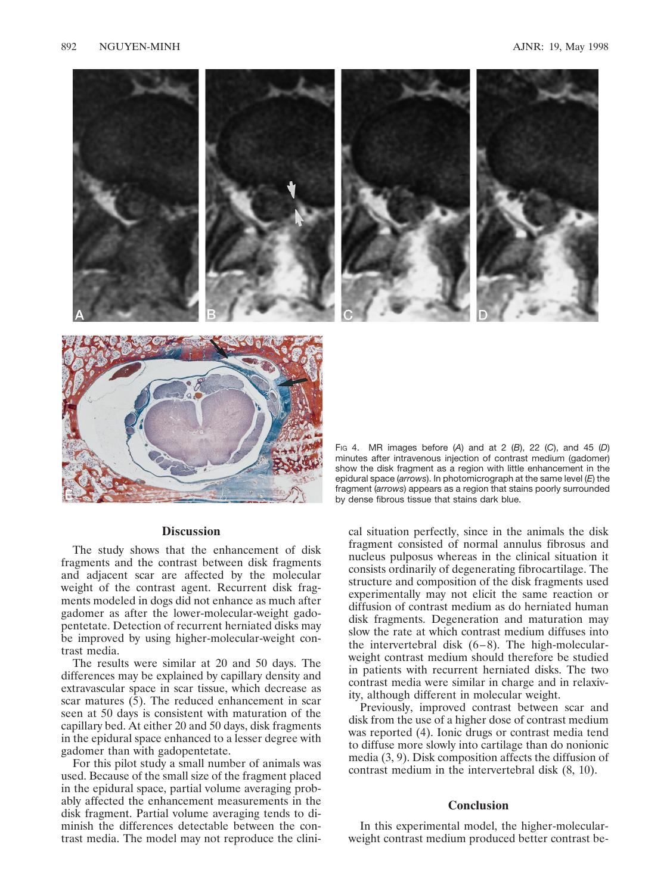Fig 4. MR images before (*A*) and at 2 (*B*), 22 (*C*), and 45 (*D*) minutes after intravenous injection of contrast medium (gadomer) show the disk fragment as a region with little enhancement in the epidural space (*arrows*). In photomicrograph at the same level (*E*) the fragment (*arrows*) appears as a region that stains poorly surrounded by dense fibrous tissue that stains dark blue.

## Discussion

The study shows that the enhancement of disk fragments and the contrast between disk fragments and adjacent scar are affected by the molecular weight of the contrast agent. Recurrent disk fragments modeled in dogs did not enhance as much after gadomer as after the lower-molecular-weight gadopentetate. Detection of recurrent herniated disks may be improved by using higher-molecular-weight contrast media.

The results were similar at 20 and 50 days. The differences may be explained by capillary density and extravascular space in scar tissue, which decrease as scar matures (5). The reduced enhancement in scar seen at 50 days is consistent with maturation of the capillary bed. At either 20 and 50 days, disk fragments in the epidural space enhanced to a lesser degree with gadomer than with gadopentetate.

For this pilot study a small number of animals was used. Because of the small size of the fragment placed in the epidural space, partial volume averaging probably affected the enhancement measurements in the disk fragment. Partial volume averaging tends to diminish the differences detectable between the contrast media. The model may not reproduce the clinical situation perfectly, since in the animals the disk fragment consisted of normal annulus fibrosus and nucleus pulposus whereas in the clinical situation it consists ordinarily of degenerating fibrocartilage. The structure and composition of the disk fragments used experimentally may not elicit the same reaction or diffusion of contrast medium as do herniated human disk fragments. Degeneration and maturation may slow the rate at which contrast medium diffuses into the intervertebral disk (6–8). The high-molecular-weight contrast medium should therefore be studied in patients with recurrent herniated disks. The two contrast media were similar in charge and in relaxivity, although different in molecular weight.

Previously, improved contrast between scar and disk from the use of a higher dose of contrast medium was reported (4). Ionic drugs or contrast media tend to diffuse more slowly into cartilage than do nonionic media (3, 9). Disk composition affects the diffusion of contrast medium in the intervertebral disk (8, 10).

## Conclusion

In this experimental model, the higher-molecular-weight contrast medium produced better contrast be-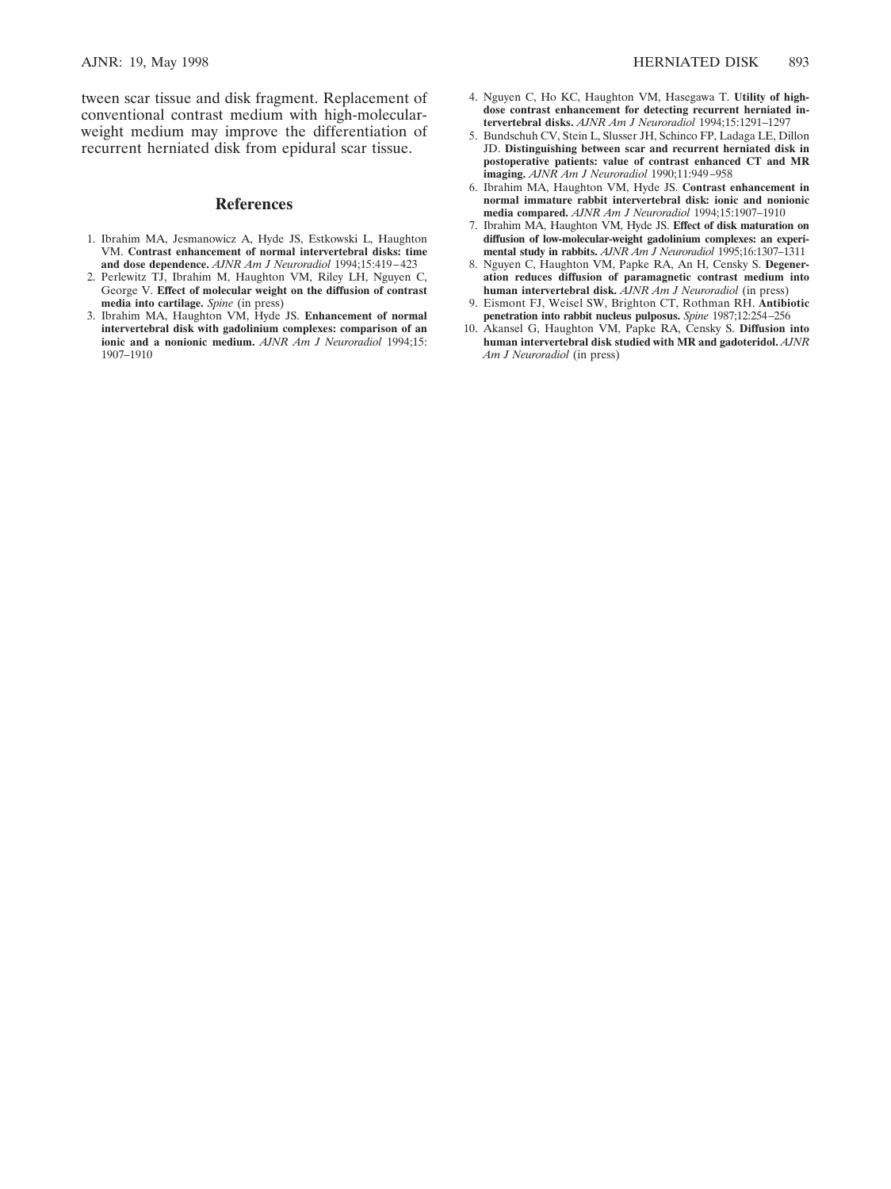tween scar tissue and disk fragment. Replacement of conventional contrast medium with high-molecular-weight medium may improve the differentiation of recurrent herniated disk from epidural scar tissue.

## References

1. Ibrahim MA, Jesmanowicz A, Hyde JS, Estkowski L, Haughton VM. **Contrast enhancement of normal intervertebral disks: time and dose dependence.** *AJNR Am J Neuroradiol* 1994;15:419–423
2. Perlewitz TJ, Ibrahim M, Haughton VM, Riley LH, Nguyen C, George V. **Effect of molecular weight on the diffusion of contrast media into cartilage.** *Spine* (in press)
3. Ibrahim MA, Haughton VM, Hyde JS. **Enhancement of normal intervertebral disk with gadolinium complexes: comparison of an ionic and a nonionic medium.** *AJNR Am J Neuroradiol* 1994;15: 1907–1910
4. Nguyen C, Ho KC, Haughton VM, Hasegawa T. **Utility of high-dose contrast enhancement for detecting recurrent herniated intervertebral disks.** *AJNR Am J Neuroradiol* 1994;15:1291–1297
5. Bundschuh CV, Stein L, Slusser JH, Schinco FP, Ladaga LE, Dillon JD. **Distinguishing between scar and recurrent herniated disk in postoperative patients: value of contrast enhanced CT and MR imaging.** *AJNR Am J Neuroradiol* 1990;11:949–958
6. Ibrahim MA, Haughton VM, Hyde JS. **Contrast enhancement in normal immature rabbit intervertebral disk: ionic and nonionic media compared.** *AJNR Am J Neuroradiol* 1994;15:1907–1910
7. Ibrahim MA, Haughton VM, Hyde JS. **Effect of disk maturation on diffusion of low-molecular-weight gadolinium complexes: an experimental study in rabbits.** *AJNR Am J Neuroradiol* 1995;16:1307–1311
8. Nguyen C, Haughton VM, Papke RA, An H, Censky S. **Degeneration reduces diffusion of paramagnetic contrast medium into human intervertebral disk.** *AJNR Am J Neuroradiol* (in press)
9. Eismont FJ, Weisel SW, Brighton CT, Rothman RH. **Antibiotic penetration into rabbit nucleus pulposus.** *Spine* 1987;12:254–256
10. Akansel G, Haughton VM, Papke RA, Censky S. **Diffusion into human intervertebral disk studied with MR and gadoteridol.** *AJNR Am J Neuroradiol* (in press)